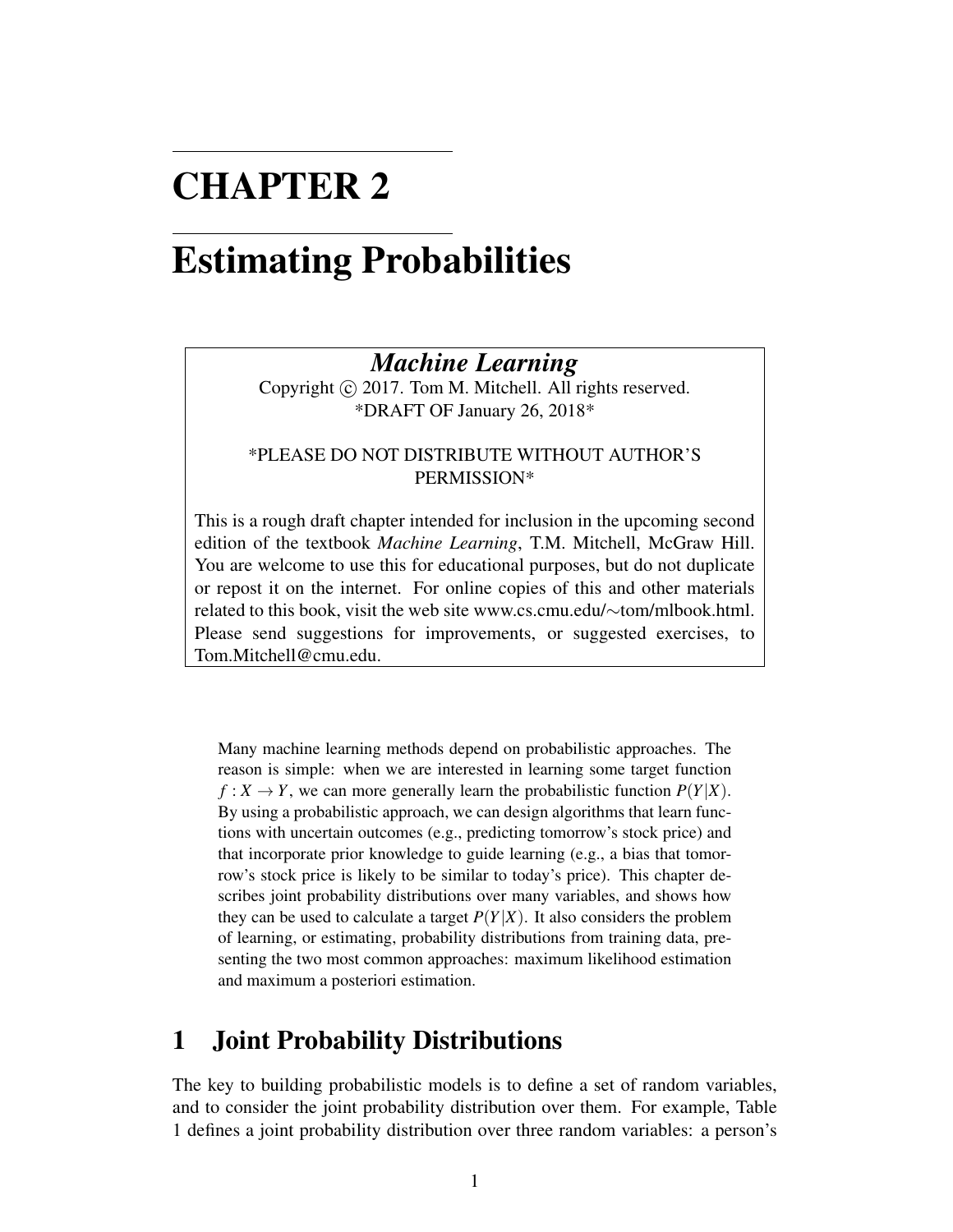# CHAPTER 2

# Estimating Probabilities

> ***Machine Learning***
> Copyright © 2017. Tom M. Mitchell. All rights reserved.
> \*DRAFT OF January 26, 2018\*
>
> \*PLEASE DO NOT DISTRIBUTE WITHOUT AUTHOR'S PERMISSION\*
>
> This is a rough draft chapter intended for inclusion in the upcoming second edition of the textbook *Machine Learning*, T.M. Mitchell, McGraw Hill. You are welcome to use this for educational purposes, but do not duplicate or repost it on the internet. For online copies of this and other materials related to this book, visit the web site www.cs.cmu.edu/∼tom/mlbook.html. Please send suggestions for improvements, or suggested exercises, to Tom.Mitchell@cmu.edu.

Many machine learning methods depend on probabilistic approaches. The reason is simple: when we are interested in learning some target function $f : X \rightarrow Y$, we can more generally learn the probabilistic function $P(Y|X)$. By using a probabilistic approach, we can design algorithms that learn functions with uncertain outcomes (e.g., predicting tomorrow's stock price) and that incorporate prior knowledge to guide learning (e.g., a bias that tomorrow's stock price is likely to be similar to today's price). This chapter describes joint probability distributions over many variables, and shows how they can be used to calculate a target $P(Y|X)$. It also considers the problem of learning, or estimating, probability distributions from training data, presenting the two most common approaches: maximum likelihood estimation and maximum a posteriori estimation.

## 1 Joint Probability Distributions

The key to building probabilistic models is to define a set of random variables, and to consider the joint probability distribution over them. For example, Table 1 defines a joint probability distribution over three random variables: a person's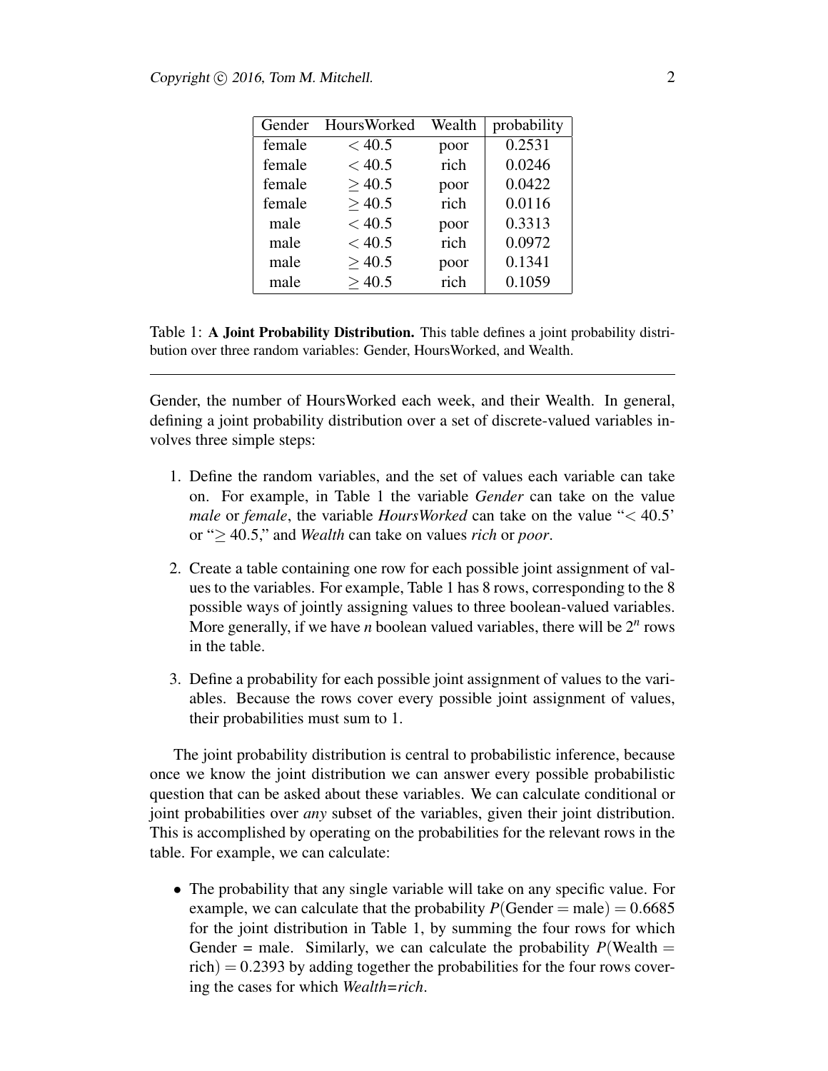| Gender | HoursWorked | Wealth | probability |
| --- | --- | --- | --- |
| female | $< 40.5$ | poor | 0.2531 |
| female | $< 40.5$ | rich | 0.0246 |
| female | $\geq 40.5$ | poor | 0.0422 |
| female | $\geq 40.5$ | rich | 0.0116 |
| male | $< 40.5$ | poor | 0.3313 |
| male | $< 40.5$ | rich | 0.0972 |
| male | $\geq 40.5$ | poor | 0.1341 |
| male | $\geq 40.5$ | rich | 0.1059 |

Table 1: **A Joint Probability Distribution.** This table defines a joint probability distribution over three random variables: Gender, HoursWorked, and Wealth.

---

Gender, the number of HoursWorked each week, and their Wealth. In general, defining a joint probability distribution over a set of discrete-valued variables involves three simple steps:

1. Define the random variables, and the set of values each variable can take on. For example, in Table 1 the variable *Gender* can take on the value *male* or *female*, the variable *HoursWorked* can take on the value "$< 40.5$' or "$\geq 40.5$," and *Wealth* can take on values *rich* or *poor*.

2. Create a table containing one row for each possible joint assignment of values to the variables. For example, Table 1 has 8 rows, corresponding to the 8 possible ways of jointly assigning values to three boolean-valued variables. More generally, if we have $n$ boolean valued variables, there will be $2^n$ rows in the table.

3. Define a probability for each possible joint assignment of values to the variables. Because the rows cover every possible joint assignment of values, their probabilities must sum to 1.

The joint probability distribution is central to probabilistic inference, because once we know the joint distribution we can answer every possible probabilistic question that can be asked about these variables. We can calculate conditional or joint probabilities over *any* subset of the variables, given their joint distribution. This is accomplished by operating on the probabilities for the relevant rows in the table. For example, we can calculate:

- The probability that any single variable will take on any specific value. For example, we can calculate that the probability $P(\text{Gender} = \text{male}) = 0.6685$ for the joint distribution in Table 1, by summing the four rows for which Gender = male. Similarly, we can calculate the probability $P(\text{Wealth} = \text{rich}) = 0.2393$ by adding together the probabilities for the four rows covering the cases for which *Wealth=rich*.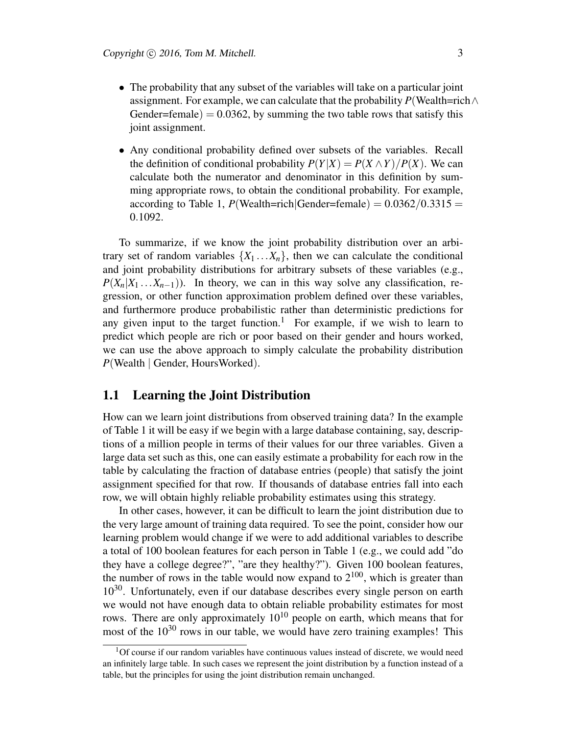- The probability that any subset of the variables will take on a particular joint assignment. For example, we can calculate that the probability $P(\text{Wealth=rich} \wedge \text{Gender=female}) = 0.0362$, by summing the two table rows that satisfy this joint assignment.

- Any conditional probability defined over subsets of the variables. Recall the definition of conditional probability $P(Y|X) = P(X \wedge Y)/P(X)$. We can calculate both the numerator and denominator in this definition by summing appropriate rows, to obtain the conditional probability. For example, according to Table 1, $P(\text{Wealth=rich}|\text{Gender=female}) = 0.0362/0.3315 = 0.1092$.

To summarize, if we know the joint probability distribution over an arbitrary set of random variables $\{X_1 \ldots X_n\}$, then we can calculate the conditional and joint probability distributions for arbitrary subsets of these variables (e.g., $P(X_n|X_1 \ldots X_{n-1})$). In theory, we can in this way solve any classification, regression, or other function approximation problem defined over these variables, and furthermore produce probabilistic rather than deterministic predictions for any given input to the target function.[1] For example, if we wish to learn to predict which people are rich or poor based on their gender and hours worked, we can use the above approach to simply calculate the probability distribution $P(\text{Wealth} \mid \text{Gender, HoursWorked})$.

## 1.1 Learning the Joint Distribution

How can we learn joint distributions from observed training data? In the example of Table 1 it will be easy if we begin with a large database containing, say, descriptions of a million people in terms of their values for our three variables. Given a large data set such as this, one can easily estimate a probability for each row in the table by calculating the fraction of database entries (people) that satisfy the joint assignment specified for that row. If thousands of database entries fall into each row, we will obtain highly reliable probability estimates using this strategy.

In other cases, however, it can be difficult to learn the joint distribution due to the very large amount of training data required. To see the point, consider how our learning problem would change if we were to add additional variables to describe a total of 100 boolean features for each person in Table 1 (e.g., we could add "do they have a college degree?", "are they healthy?"). Given 100 boolean features, the number of rows in the table would now expand to $2^{100}$, which is greater than $10^{30}$. Unfortunately, even if our database describes every single person on earth we would not have enough data to obtain reliable probability estimates for most rows. There are only approximately $10^{10}$ people on earth, which means that for most of the $10^{30}$ rows in our table, we would have zero training examples! This

[1] Of course if our random variables have continuous values instead of discrete, we would need an infinitely large table. In such cases we represent the joint distribution by a function instead of a table, but the principles for using the joint distribution remain unchanged.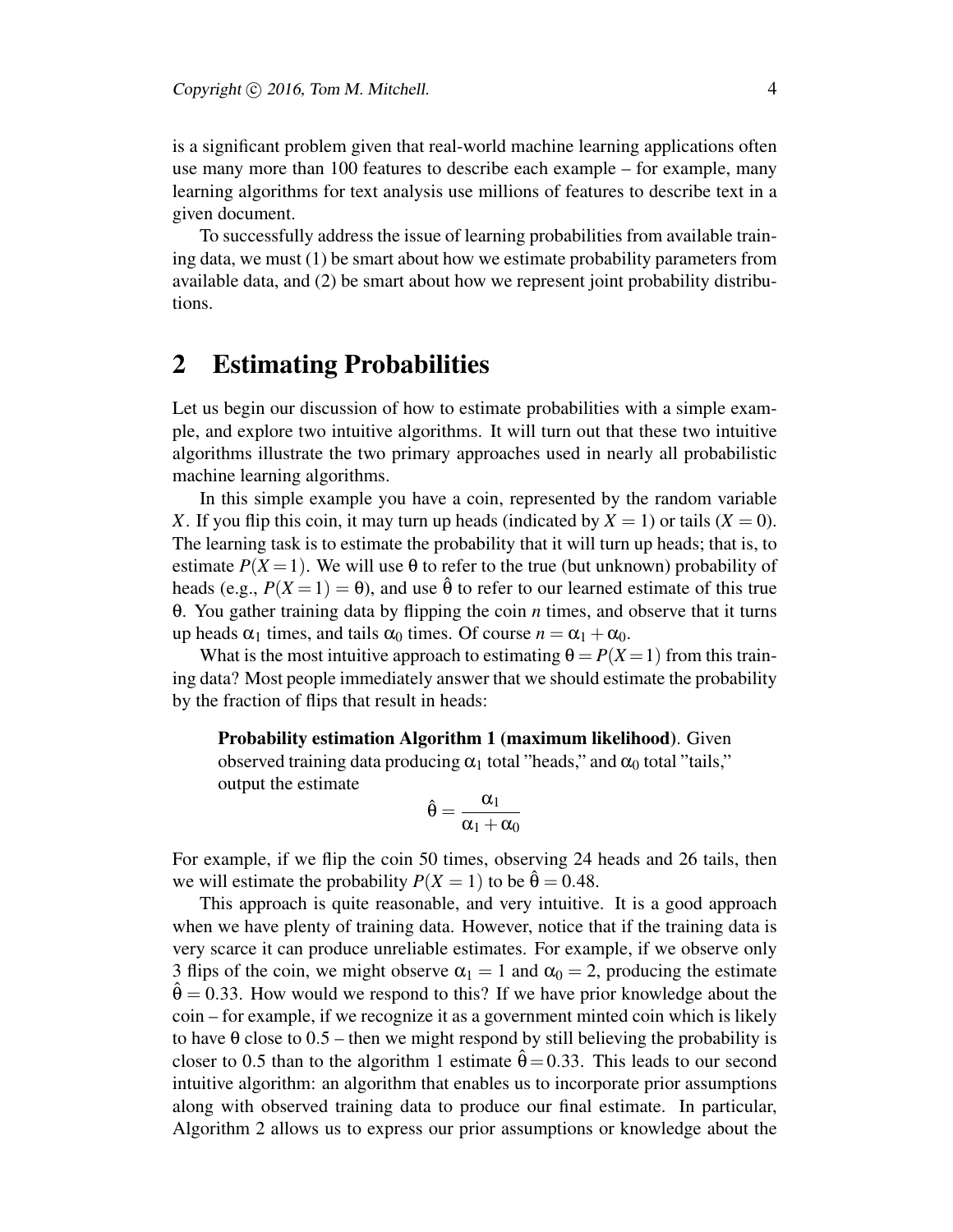is a significant problem given that real-world machine learning applications often use many more than 100 features to describe each example – for example, many learning algorithms for text analysis use millions of features to describe text in a given document.

To successfully address the issue of learning probabilities from available training data, we must (1) be smart about how we estimate probability parameters from available data, and (2) be smart about how we represent joint probability distributions.

## 2 Estimating Probabilities

Let us begin our discussion of how to estimate probabilities with a simple example, and explore two intuitive algorithms. It will turn out that these two intuitive algorithms illustrate the two primary approaches used in nearly all probabilistic machine learning algorithms.

In this simple example you have a coin, represented by the random variable $X$. If you flip this coin, it may turn up heads (indicated by $X = 1$) or tails ($X = 0$). The learning task is to estimate the probability that it will turn up heads; that is, to estimate $P(X=1)$. We will use $\theta$ to refer to the true (but unknown) probability of heads (e.g., $P(X = 1) = \theta$), and use $\hat{\theta}$ to refer to our learned estimate of this true $\theta$. You gather training data by flipping the coin $n$ times, and observe that it turns up heads $\alpha_1$ times, and tails $\alpha_0$ times. Of course $n = \alpha_1 + \alpha_0$.

What is the most intuitive approach to estimating $\theta = P(X=1)$ from this training data? Most people immediately answer that we should estimate the probability by the fraction of flips that result in heads:

> **Probability estimation Algorithm 1 (maximum likelihood)**. Given observed training data producing $\alpha_1$ total "heads," and $\alpha_0$ total "tails," output the estimate
>
> $$\hat{\theta} = \frac{\alpha_1}{\alpha_1 + \alpha_0}$$

For example, if we flip the coin 50 times, observing 24 heads and 26 tails, then we will estimate the probability $P(X = 1)$ to be $\hat{\theta} = 0.48$.

This approach is quite reasonable, and very intuitive. It is a good approach when we have plenty of training data. However, notice that if the training data is very scarce it can produce unreliable estimates. For example, if we observe only 3 flips of the coin, we might observe $\alpha_1 = 1$ and $\alpha_0 = 2$, producing the estimate $\hat{\theta} = 0.33$. How would we respond to this? If we have prior knowledge about the coin – for example, if we recognize it as a government minted coin which is likely to have $\theta$ close to 0.5 – then we might respond by still believing the probability is closer to 0.5 than to the algorithm 1 estimate $\hat{\theta} = 0.33$. This leads to our second intuitive algorithm: an algorithm that enables us to incorporate prior assumptions along with observed training data to produce our final estimate. In particular, Algorithm 2 allows us to express our prior assumptions or knowledge about the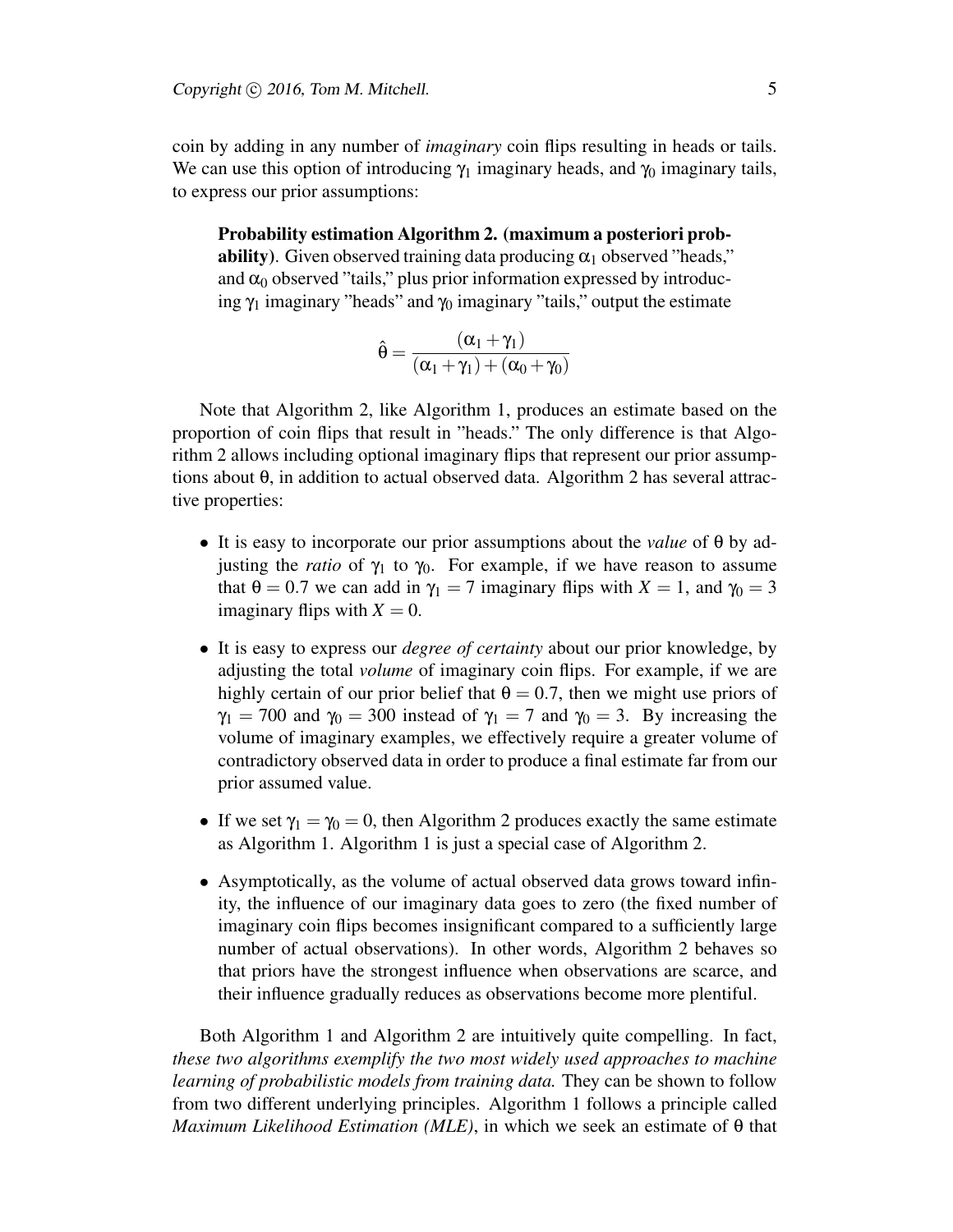coin by adding in any number of *imaginary* coin flips resulting in heads or tails. We can use this option of introducing $\gamma_1$ imaginary heads, and $\gamma_0$ imaginary tails, to express our prior assumptions:

> **Probability estimation Algorithm 2. (maximum a posteriori probability)**. Given observed training data producing $\alpha_1$ observed "heads," and $\alpha_0$ observed "tails," plus prior information expressed by introducing $\gamma_1$ imaginary "heads" and $\gamma_0$ imaginary "tails," output the estimate
>
> $$\hat{\theta} = \frac{(\alpha_1 + \gamma_1)}{(\alpha_1 + \gamma_1) + (\alpha_0 + \gamma_0)}$$

Note that Algorithm 2, like Algorithm 1, produces an estimate based on the proportion of coin flips that result in "heads." The only difference is that Algorithm 2 allows including optional imaginary flips that represent our prior assumptions about $\theta$, in addition to actual observed data. Algorithm 2 has several attractive properties:

- It is easy to incorporate our prior assumptions about the *value* of $\theta$ by adjusting the *ratio* of $\gamma_1$ to $\gamma_0$. For example, if we have reason to assume that $\theta = 0.7$ we can add in $\gamma_1 = 7$ imaginary flips with $X = 1$, and $\gamma_0 = 3$ imaginary flips with $X = 0$.

- It is easy to express our *degree of certainty* about our prior knowledge, by adjusting the total *volume* of imaginary coin flips. For example, if we are highly certain of our prior belief that $\theta = 0.7$, then we might use priors of $\gamma_1 = 700$ and $\gamma_0 = 300$ instead of $\gamma_1 = 7$ and $\gamma_0 = 3$. By increasing the volume of imaginary examples, we effectively require a greater volume of contradictory observed data in order to produce a final estimate far from our prior assumed value.

- If we set $\gamma_1 = \gamma_0 = 0$, then Algorithm 2 produces exactly the same estimate as Algorithm 1. Algorithm 1 is just a special case of Algorithm 2.

- Asymptotically, as the volume of actual observed data grows toward infinity, the influence of our imaginary data goes to zero (the fixed number of imaginary coin flips becomes insignificant compared to a sufficiently large number of actual observations). In other words, Algorithm 2 behaves so that priors have the strongest influence when observations are scarce, and their influence gradually reduces as observations become more plentiful.

Both Algorithm 1 and Algorithm 2 are intuitively quite compelling. In fact, *these two algorithms exemplify the two most widely used approaches to machine learning of probabilistic models from training data.* They can be shown to follow from two different underlying principles. Algorithm 1 follows a principle called *Maximum Likelihood Estimation (MLE)*, in which we seek an estimate of $\theta$ that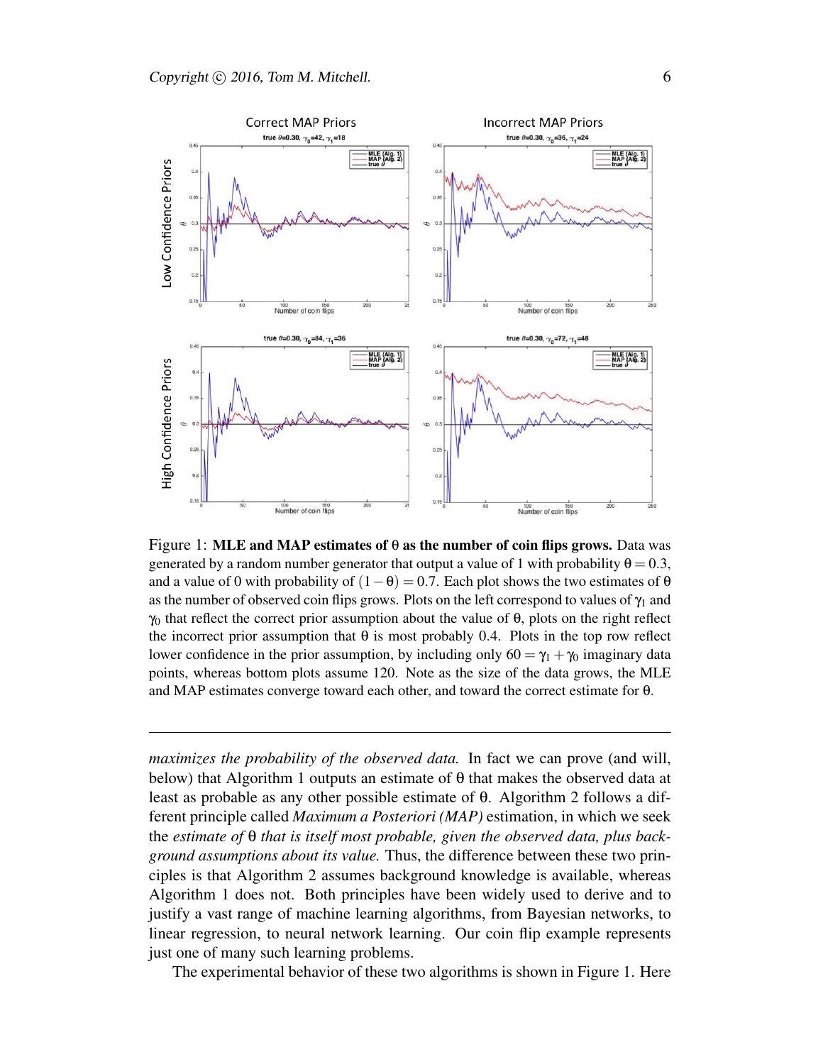Figure 1: **MLE and MAP estimates of $\theta$ as the number of coin flips grows.** Data was generated by a random number generator that output a value of 1 with probability $\theta = 0.3$, and a value of 0 with probability of $(1-\theta) = 0.7$. Each plot shows the two estimates of $\theta$ as the number of observed coin flips grows. Plots on the left correspond to values of $\gamma_1$ and $\gamma_0$ that reflect the correct prior assumption about the value of $\theta$, plots on the right reflect the incorrect prior assumption that $\theta$ is most probably 0.4. Plots in the top row reflect lower confidence in the prior assumption, by including only $60 = \gamma_1 + \gamma_0$ imaginary data points, whereas bottom plots assume 120. Note as the size of the data grows, the MLE and MAP estimates converge toward each other, and toward the correct estimate for $\theta$.

---

*maximizes the probability of the observed data.* In fact we can prove (and will, below) that Algorithm 1 outputs an estimate of $\theta$ that makes the observed data at least as probable as any other possible estimate of $\theta$. Algorithm 2 follows a different principle called *Maximum a Posteriori (MAP)* estimation, in which we seek the *estimate of* $\theta$ *that is itself most probable, given the observed data, plus background assumptions about its value.* Thus, the difference between these two principles is that Algorithm 2 assumes background knowledge is available, whereas Algorithm 1 does not. Both principles have been widely used to derive and to justify a vast range of machine learning algorithms, from Bayesian networks, to linear regression, to neural network learning. Our coin flip example represents just one of many such learning problems.

The experimental behavior of these two algorithms is shown in Figure 1. Here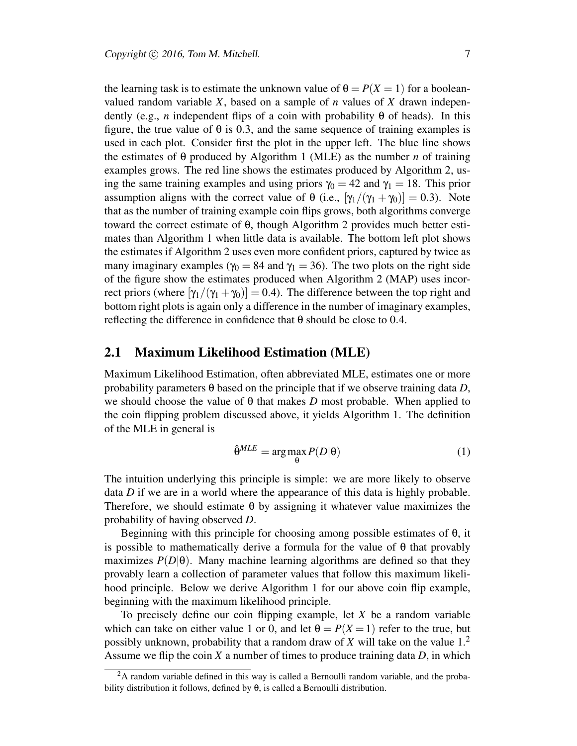the learning task is to estimate the unknown value of $\theta = P(X = 1)$ for a boolean-valued random variable $X$, based on a sample of $n$ values of $X$ drawn independently (e.g., $n$ independent flips of a coin with probability $\theta$ of heads). In this figure, the true value of $\theta$ is 0.3, and the same sequence of training examples is used in each plot. Consider first the plot in the upper left. The blue line shows the estimates of $\theta$ produced by Algorithm 1 (MLE) as the number $n$ of training examples grows. The red line shows the estimates produced by Algorithm 2, using the same training examples and using priors $\gamma_0 = 42$ and $\gamma_1 = 18$. This prior assumption aligns with the correct value of $\theta$ (i.e., $[\gamma_1/(\gamma_1 + \gamma_0)] = 0.3$). Note that as the number of training example coin flips grows, both algorithms converge toward the correct estimate of $\theta$, though Algorithm 2 provides much better estimates than Algorithm 1 when little data is available. The bottom left plot shows the estimates if Algorithm 2 uses even more confident priors, captured by twice as many imaginary examples ($\gamma_0 = 84$ and $\gamma_1 = 36$). The two plots on the right side of the figure show the estimates produced when Algorithm 2 (MAP) uses incorrect priors (where $[\gamma_1/(\gamma_1 + \gamma_0)] = 0.4$). The difference between the top right and bottom right plots is again only a difference in the number of imaginary examples, reflecting the difference in confidence that $\theta$ should be close to 0.4.

## 2.1 Maximum Likelihood Estimation (MLE)

Maximum Likelihood Estimation, often abbreviated MLE, estimates one or more probability parameters $\theta$ based on the principle that if we observe training data $D$, we should choose the value of $\theta$ that makes $D$ most probable. When applied to the coin flipping problem discussed above, it yields Algorithm 1. The definition of the MLE in general is

$$\hat{\theta}^{MLE} = \arg\max_{\theta} P(D|\theta) \tag{1}$$

The intuition underlying this principle is simple: we are more likely to observe data $D$ if we are in a world where the appearance of this data is highly probable. Therefore, we should estimate $\theta$ by assigning it whatever value maximizes the probability of having observed $D$.

Beginning with this principle for choosing among possible estimates of $\theta$, it is possible to mathematically derive a formula for the value of $\theta$ that provably maximizes $P(D|\theta)$. Many machine learning algorithms are defined so that they provably learn a collection of parameter values that follow this maximum likelihood principle. Below we derive Algorithm 1 for our above coin flip example, beginning with the maximum likelihood principle.

To precisely define our coin flipping example, let $X$ be a random variable which can take on either value 1 or 0, and let $\theta = P(X = 1)$ refer to the true, but possibly unknown, probability that a random draw of $X$ will take on the value 1.[2] Assume we flip the coin $X$ a number of times to produce training data $D$, in which

[2] A random variable defined in this way is called a Bernoulli random variable, and the probability distribution it follows, defined by $\theta$, is called a Bernoulli distribution.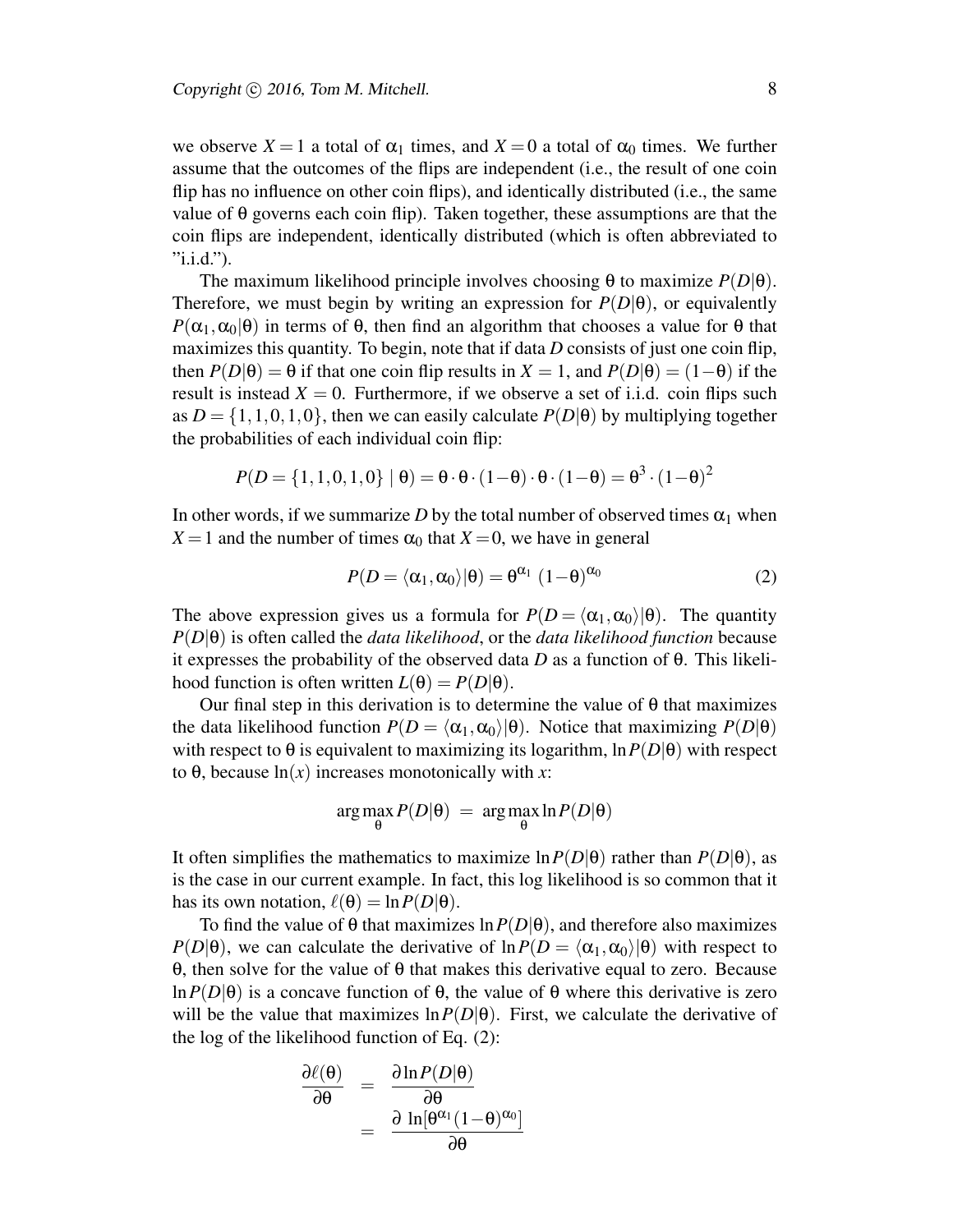we observe $X = 1$ a total of $\alpha_1$ times, and $X = 0$ a total of $\alpha_0$ times. We further assume that the outcomes of the flips are independent (i.e., the result of one coin flip has no influence on other coin flips), and identically distributed (i.e., the same value of $\theta$ governs each coin flip). Taken together, these assumptions are that the coin flips are independent, identically distributed (which is often abbreviated to "i.i.d.").

The maximum likelihood principle involves choosing $\theta$ to maximize $P(D|\theta)$. Therefore, we must begin by writing an expression for $P(D|\theta)$, or equivalently $P(\alpha_1, \alpha_0|\theta)$ in terms of $\theta$, then find an algorithm that chooses a value for $\theta$ that maximizes this quantity. To begin, note that if data $D$ consists of just one coin flip, then $P(D|\theta) = \theta$ if that one coin flip results in $X = 1$, and $P(D|\theta) = (1-\theta)$ if the result is instead $X = 0$. Furthermore, if we observe a set of i.i.d. coin flips such as $D = \{1, 1, 0, 1, 0\}$, then we can easily calculate $P(D|\theta)$ by multiplying together the probabilities of each individual coin flip:

$$P(D = \{1,1,0,1,0\} \mid \theta) = \theta \cdot \theta \cdot (1-\theta) \cdot \theta \cdot (1-\theta) = \theta^3 \cdot (1-\theta)^2$$

In other words, if we summarize $D$ by the total number of observed times $\alpha_1$ when $X = 1$ and the number of times $\alpha_0$ that $X = 0$, we have in general

$$P(D = \langle \alpha_1, \alpha_0 \rangle | \theta) = \theta^{\alpha_1} \ (1-\theta)^{\alpha_0} \tag{2}$$

The above expression gives us a formula for $P(D = \langle \alpha_1, \alpha_0 \rangle | \theta)$. The quantity $P(D|\theta)$ is often called the *data likelihood*, or the *data likelihood function* because it expresses the probability of the observed data $D$ as a function of $\theta$. This likelihood function is often written $L(\theta) = P(D|\theta)$.

Our final step in this derivation is to determine the value of $\theta$ that maximizes the data likelihood function $P(D = \langle \alpha_1, \alpha_0 \rangle | \theta)$. Notice that maximizing $P(D|\theta)$ with respect to $\theta$ is equivalent to maximizing its logarithm, $\ln P(D|\theta)$ with respect to $\theta$, because $\ln(x)$ increases monotonically with $x$:

$$\arg\max_{\theta} P(D|\theta) \ = \ \arg\max_{\theta} \ln P(D|\theta)$$

It often simplifies the mathematics to maximize $\ln P(D|\theta)$ rather than $P(D|\theta)$, as is the case in our current example. In fact, this log likelihood is so common that it has its own notation, $\ell(\theta) = \ln P(D|\theta)$.

To find the value of $\theta$ that maximizes $\ln P(D|\theta)$, and therefore also maximizes $P(D|\theta)$, we can calculate the derivative of $\ln P(D = \langle \alpha_1, \alpha_0 \rangle | \theta)$ with respect to $\theta$, then solve for the value of $\theta$ that makes this derivative equal to zero. Because $\ln P(D|\theta)$ is a concave function of $\theta$, the value of $\theta$ where this derivative is zero will be the value that maximizes $\ln P(D|\theta)$. First, we calculate the derivative of the log of the likelihood function of Eq. (2):

$$\begin{aligned}
\frac{\partial \ell(\theta)}{\partial \theta} &= \frac{\partial \ln P(D|\theta)}{\partial \theta} \\
&= \frac{\partial \ \ln[\theta^{\alpha_1}(1-\theta)^{\alpha_0}]}{\partial \theta}
\end{aligned}$$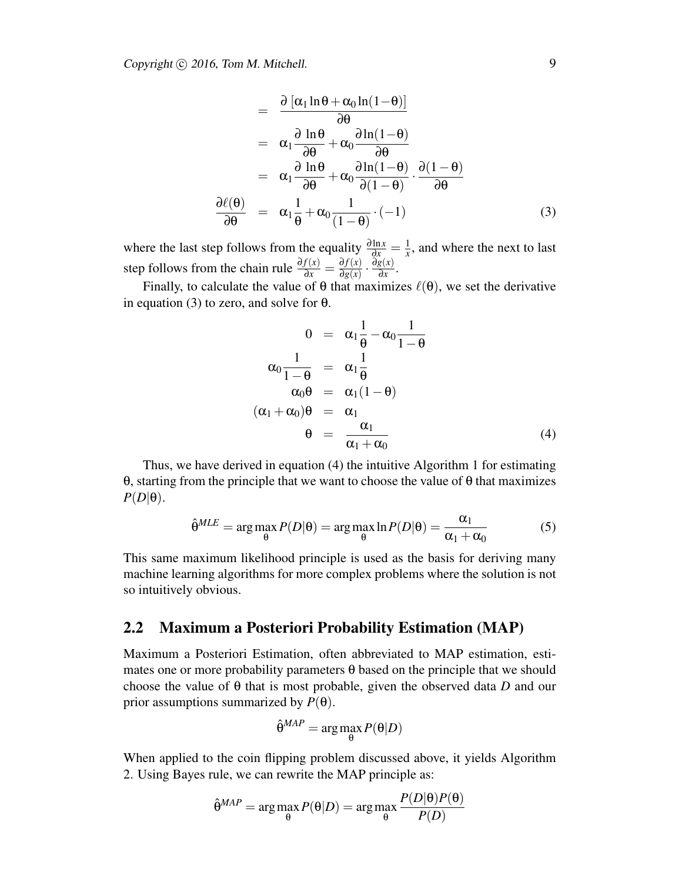$$
\begin{aligned}
&= \frac{\partial\,[\alpha_1 \ln \theta + \alpha_0 \ln(1-\theta)]}{\partial \theta} \\
&= \alpha_1 \frac{\partial\, \ln \theta}{\partial \theta} + \alpha_0 \frac{\partial \ln(1-\theta)}{\partial \theta} \\
&= \alpha_1 \frac{\partial\, \ln \theta}{\partial \theta} + \alpha_0 \frac{\partial \ln(1-\theta)}{\partial (1-\theta)} \cdot \frac{\partial (1-\theta)}{\partial \theta} \\
\frac{\partial \ell(\theta)}{\partial \theta} &= \alpha_1 \frac{1}{\theta} + \alpha_0 \frac{1}{(1-\theta)} \cdot (-1) \qquad (3)
\end{aligned}
$$

where the last step follows from the equality $\frac{\partial \ln x}{\partial x} = \frac{1}{x}$, and where the next to last step follows from the chain rule $\frac{\partial f(x)}{\partial x} = \frac{\partial f(x)}{\partial g(x)} \cdot \frac{\partial g(x)}{\partial x}$.

Finally, to calculate the value of $\theta$ that maximizes $\ell(\theta)$, we set the derivative in equation (3) to zero, and solve for $\theta$.

$$
\begin{aligned}
0 &= \alpha_1 \frac{1}{\theta} - \alpha_0 \frac{1}{1-\theta} \\
\alpha_0 \frac{1}{1-\theta} &= \alpha_1 \frac{1}{\theta} \\
\alpha_0 \theta &= \alpha_1 (1-\theta) \\
(\alpha_1 + \alpha_0)\theta &= \alpha_1 \\
\theta &= \frac{\alpha_1}{\alpha_1 + \alpha_0} \qquad (4)
\end{aligned}
$$

Thus, we have derived in equation (4) the intuitive Algorithm 1 for estimating $\theta$, starting from the principle that we want to choose the value of $\theta$ that maximizes $P(D|\theta)$.

$$
\hat{\theta}^{MLE} = \arg\max_{\theta} P(D|\theta) = \arg\max_{\theta} \ln P(D|\theta) = \frac{\alpha_1}{\alpha_1 + \alpha_0} \qquad (5)
$$

This same maximum likelihood principle is used as the basis for deriving many machine learning algorithms for more complex problems where the solution is not so intuitively obvious.

## 2.2 Maximum a Posteriori Probability Estimation (MAP)

Maximum a Posteriori Estimation, often abbreviated to MAP estimation, estimates one or more probability parameters $\theta$ based on the principle that we should choose the value of $\theta$ that is most probable, given the observed data $D$ and our prior assumptions summarized by $P(\theta)$.

$$
\hat{\theta}^{MAP} = \arg\max_{\theta} P(\theta|D)
$$

When applied to the coin flipping problem discussed above, it yields Algorithm 2. Using Bayes rule, we can rewrite the MAP principle as:

$$
\hat{\theta}^{MAP} = \arg\max_{\theta} P(\theta|D) = \arg\max_{\theta} \frac{P(D|\theta)P(\theta)}{P(D)}
$$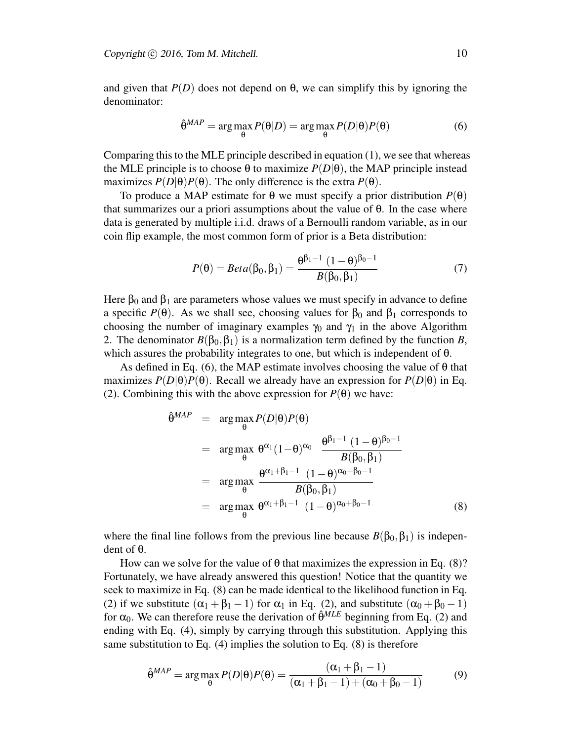and given that $P(D)$ does not depend on θ, we can simplify this by ignoring the denominator:

$$\hat{\theta}^{MAP} = \arg\max_{\theta} P(\theta|D) = \arg\max_{\theta} P(D|\theta)P(\theta) \tag{6}$$

Comparing this to the MLE principle described in equation (1), we see that whereas the MLE principle is to choose θ to maximize $P(D|\theta)$, the MAP principle instead maximizes $P(D|\theta)P(\theta)$. The only difference is the extra $P(\theta)$.

To produce a MAP estimate for θ we must specify a prior distribution $P(\theta)$ that summarizes our a priori assumptions about the value of θ. In the case where data is generated by multiple i.i.d. draws of a Bernoulli random variable, as in our coin flip example, the most common form of prior is a Beta distribution:

$$P(\theta) = Beta(\beta_0, \beta_1) = \frac{\theta^{\beta_1 - 1}\,(1-\theta)^{\beta_0 - 1}}{B(\beta_0, \beta_1)} \tag{7}$$

Here $\beta_0$ and $\beta_1$ are parameters whose values we must specify in advance to define a specific $P(\theta)$. As we shall see, choosing values for $\beta_0$ and $\beta_1$ corresponds to choosing the number of imaginary examples $\gamma_0$ and $\gamma_1$ in the above Algorithm 2. The denominator $B(\beta_0, \beta_1)$ is a normalization term defined by the function $B$, which assures the probability integrates to one, but which is independent of θ.

As defined in Eq. (6), the MAP estimate involves choosing the value of θ that maximizes $P(D|\theta)P(\theta)$. Recall we already have an expression for $P(D|\theta)$ in Eq. (2). Combining this with the above expression for $P(\theta)$ we have:

$$\begin{aligned}
\hat{\theta}^{MAP} &= \arg\max_{\theta} P(D|\theta)P(\theta) \\
&= \arg\max_{\theta}\; \theta^{\alpha_1}(1-\theta)^{\alpha_0}\;\; \frac{\theta^{\beta_1 - 1}\,(1-\theta)^{\beta_0 - 1}}{B(\beta_0, \beta_1)} \\
&= \arg\max_{\theta}\; \frac{\theta^{\alpha_1 + \beta_1 - 1}\;(1-\theta)^{\alpha_0 + \beta_0 - 1}}{B(\beta_0, \beta_1)} \\
&= \arg\max_{\theta}\; \theta^{\alpha_1 + \beta_1 - 1}\;(1-\theta)^{\alpha_0 + \beta_0 - 1}
\end{aligned} \tag{8}$$

where the final line follows from the previous line because $B(\beta_0, \beta_1)$ is independent of θ.

How can we solve for the value of θ that maximizes the expression in Eq. (8)? Fortunately, we have already answered this question! Notice that the quantity we seek to maximize in Eq. (8) can be made identical to the likelihood function in Eq. (2) if we substitute $(\alpha_1 + \beta_1 - 1)$ for $\alpha_1$ in Eq. (2), and substitute $(\alpha_0 + \beta_0 - 1)$ for $\alpha_0$. We can therefore reuse the derivation of $\hat{\theta}^{MLE}$ beginning from Eq. (2) and ending with Eq. (4), simply by carrying through this substitution. Applying this same substitution to Eq. (4) implies the solution to Eq. (8) is therefore

$$\hat{\theta}^{MAP} = \arg\max_{\theta} P(D|\theta)P(\theta) = \frac{(\alpha_1 + \beta_1 - 1)}{(\alpha_1 + \beta_1 - 1) + (\alpha_0 + \beta_0 - 1)} \tag{9}$$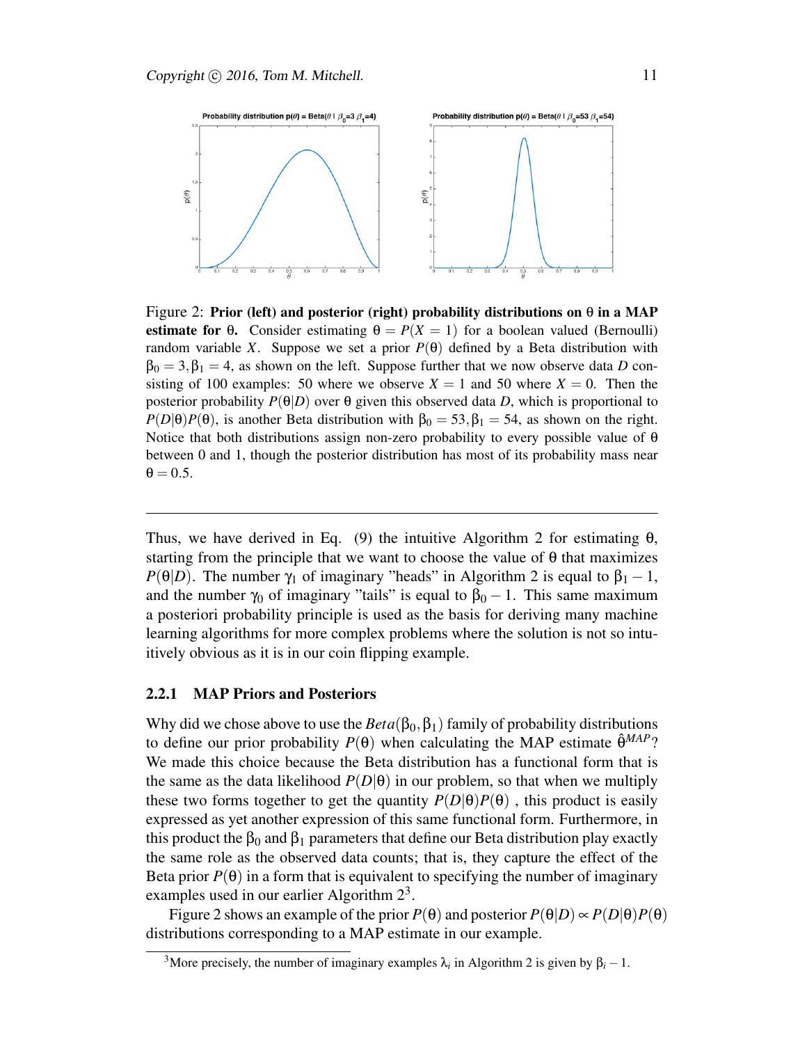Figure 2: **Prior (left) and posterior (right) probability distributions on $\theta$ in a MAP estimate for $\theta$.** Consider estimating $\theta = P(X = 1)$ for a boolean valued (Bernoulli) random variable $X$. Suppose we set a prior $P(\theta)$ defined by a Beta distribution with $\beta_0 = 3, \beta_1 = 4$, as shown on the left. Suppose further that we now observe data $D$ consisting of 100 examples: 50 where we observe $X = 1$ and 50 where $X = 0$. Then the posterior probability $P(\theta|D)$ over $\theta$ given this observed data $D$, which is proportional to $P(D|\theta)P(\theta)$, is another Beta distribution with $\beta_0 = 53, \beta_1 = 54$, as shown on the right. Notice that both distributions assign non-zero probability to every possible value of $\theta$ between 0 and 1, though the posterior distribution has most of its probability mass near $\theta = 0.5$.

---

Thus, we have derived in Eq. (9) the intuitive Algorithm 2 for estimating $\theta$, starting from the principle that we want to choose the value of $\theta$ that maximizes $P(\theta|D)$. The number $\gamma_1$ of imaginary "heads" in Algorithm 2 is equal to $\beta_1 - 1$, and the number $\gamma_0$ of imaginary "tails" is equal to $\beta_0 - 1$. This same maximum a posteriori probability principle is used as the basis for deriving many machine learning algorithms for more complex problems where the solution is not so intuitively obvious as it is in our coin flipping example.

### 2.2.1 MAP Priors and Posteriors

Why did we chose above to use the $Beta(\beta_0, \beta_1)$ family of probability distributions to define our prior probability $P(\theta)$ when calculating the MAP estimate $\hat{\theta}^{MAP}$? We made this choice because the Beta distribution has a functional form that is the same as the data likelihood $P(D|\theta)$ in our problem, so that when we multiply these two forms together to get the quantity $P(D|\theta)P(\theta)$ , this product is easily expressed as yet another expression of this same functional form. Furthermore, in this product the $\beta_0$ and $\beta_1$ parameters that define our Beta distribution play exactly the same role as the observed data counts; that is, they capture the effect of the Beta prior $P(\theta)$ in a form that is equivalent to specifying the number of imaginary examples used in our earlier Algorithm 2[3].

Figure 2 shows an example of the prior $P(\theta)$ and posterior $P(\theta|D) \propto P(D|\theta)P(\theta)$ distributions corresponding to a MAP estimate in our example.

[3]More precisely, the number of imaginary examples $\lambda_i$ in Algorithm 2 is given by $\beta_i - 1$.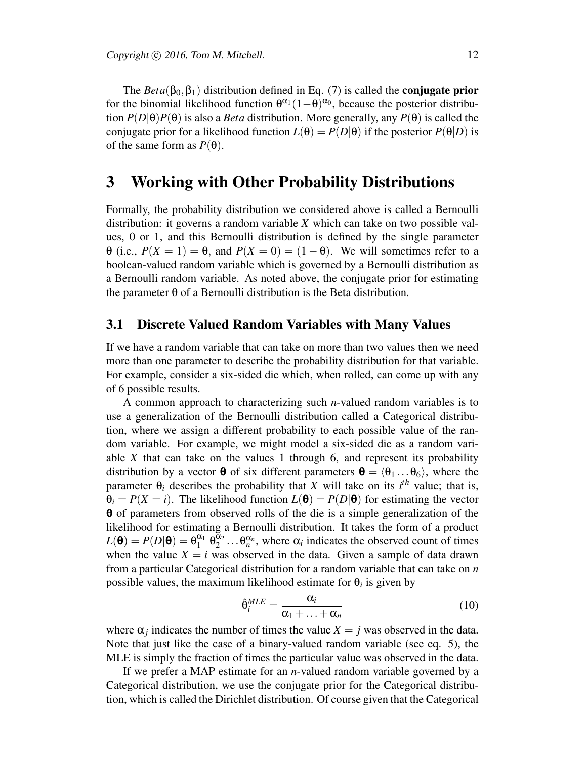The $Beta(\beta_0, \beta_1)$ distribution defined in Eq. (7) is called the **conjugate prior** for the binomial likelihood function $\theta^{\alpha_1}(1-\theta)^{\alpha_0}$, because the posterior distribution $P(D|\theta)P(\theta)$ is also a *Beta* distribution. More generally, any $P(\theta)$ is called the conjugate prior for a likelihood function $L(\theta) = P(D|\theta)$ if the posterior $P(\theta|D)$ is of the same form as $P(\theta)$.

# 3 Working with Other Probability Distributions

Formally, the probability distribution we considered above is called a Bernoulli distribution: it governs a random variable $X$ which can take on two possible values, 0 or 1, and this Bernoulli distribution is defined by the single parameter $\theta$ (i.e., $P(X=1) = \theta$, and $P(X=0) = (1-\theta)$. We will sometimes refer to a boolean-valued random variable which is governed by a Bernoulli distribution as a Bernoulli random variable. As noted above, the conjugate prior for estimating the parameter $\theta$ of a Bernoulli distribution is the Beta distribution.

## 3.1 Discrete Valued Random Variables with Many Values

If we have a random variable that can take on more than two values then we need more than one parameter to describe the probability distribution for that variable. For example, consider a six-sided die which, when rolled, can come up with any of 6 possible results.

A common approach to characterizing such $n$-valued random variables is to use a generalization of the Bernoulli distribution called a Categorical distribution, where we assign a different probability to each possible value of the random variable. For example, we might model a six-sided die as a random variable $X$ that can take on the values 1 through 6, and represent its probability distribution by a vector $\boldsymbol{\theta}$ of six different parameters $\boldsymbol{\theta} = \langle \theta_1 \ldots \theta_6 \rangle$, where the parameter $\theta_i$ describes the probability that $X$ will take on its $i^{th}$ value; that is, $\theta_i = P(X = i)$. The likelihood function $L(\boldsymbol{\theta}) = P(D|\boldsymbol{\theta})$ for estimating the vector $\boldsymbol{\theta}$ of parameters from observed rolls of the die is a simple generalization of the likelihood for estimating a Bernoulli distribution. It takes the form of a product $L(\boldsymbol{\theta}) = P(D|\boldsymbol{\theta}) = \theta_1^{\alpha_1}\, \theta_2^{\alpha_2} \ldots \theta_n^{\alpha_n}$, where $\alpha_i$ indicates the observed count of times when the value $X = i$ was observed in the data. Given a sample of data drawn from a particular Categorical distribution for a random variable that can take on $n$ possible values, the maximum likelihood estimate for $\theta_i$ is given by

$$\hat{\theta}_i^{MLE} = \frac{\alpha_i}{\alpha_1 + \ldots + \alpha_n} \tag{10}$$

where $\alpha_j$ indicates the number of times the value $X = j$ was observed in the data. Note that just like the case of a binary-valued random variable (see eq. 5), the MLE is simply the fraction of times the particular value was observed in the data.

If we prefer a MAP estimate for an $n$-valued random variable governed by a Categorical distribution, we use the conjugate prior for the Categorical distribution, which is called the Dirichlet distribution. Of course given that the Categorical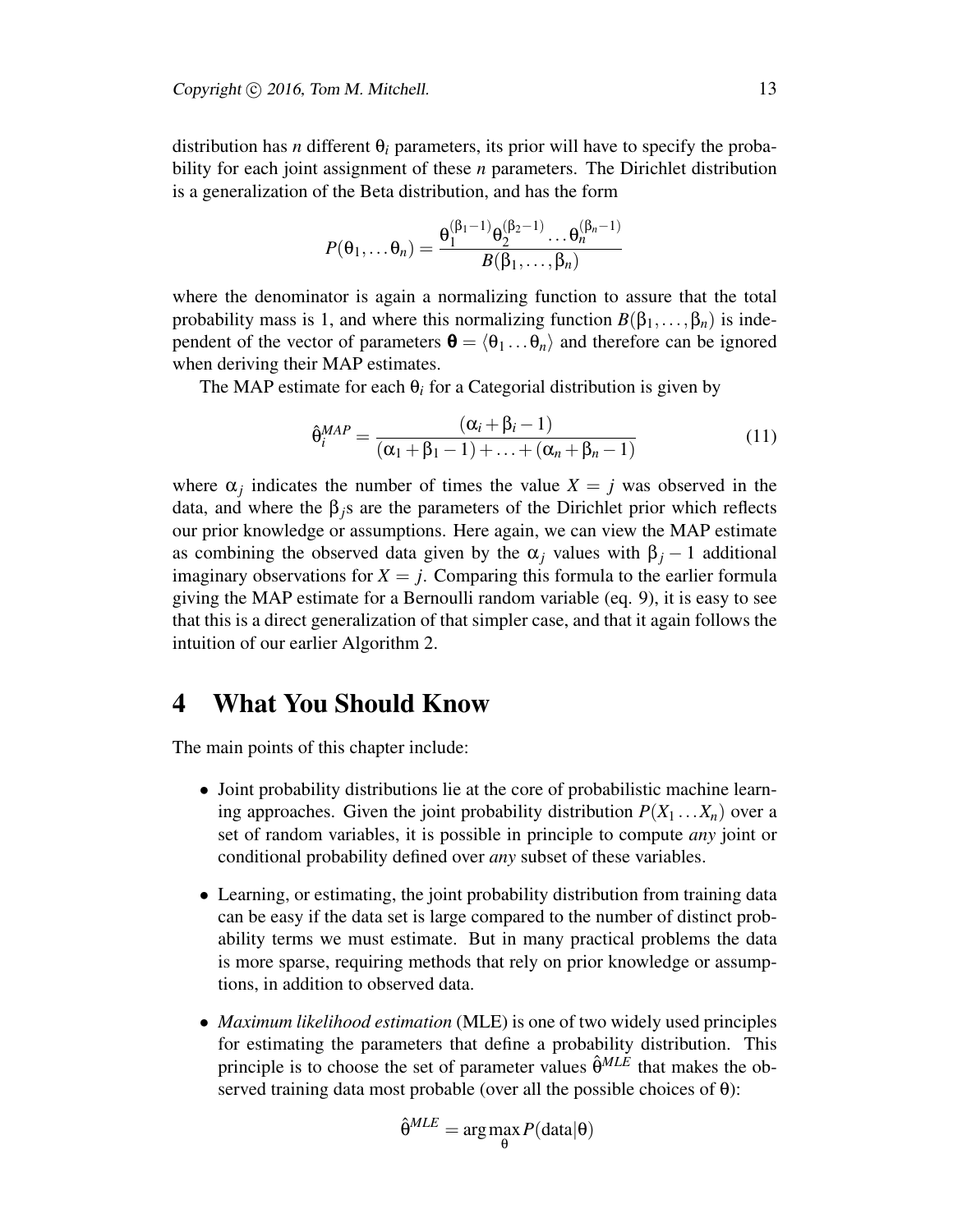distribution has $n$ different $\theta_i$ parameters, its prior will have to specify the probability for each joint assignment of these $n$ parameters. The Dirichlet distribution is a generalization of the Beta distribution, and has the form

$$P(\theta_1, \ldots \theta_n) = \frac{\theta_1^{(\beta_1 - 1)} \theta_2^{(\beta_2 - 1)} \ldots \theta_n^{(\beta_n - 1)}}{B(\beta_1, \ldots, \beta_n)}$$

where the denominator is again a normalizing function to assure that the total probability mass is 1, and where this normalizing function $B(\beta_1, \ldots, \beta_n)$ is independent of the vector of parameters $\boldsymbol{\theta} = \langle \theta_1 \ldots \theta_n \rangle$ and therefore can be ignored when deriving their MAP estimates.

The MAP estimate for each $\theta_i$ for a Categorial distribution is given by

$$\hat{\theta}_i^{MAP} = \frac{(\alpha_i + \beta_i - 1)}{(\alpha_1 + \beta_1 - 1) + \ldots + (\alpha_n + \beta_n - 1)} \tag{11}$$

where $\alpha_j$ indicates the number of times the value $X = j$ was observed in the data, and where the $\beta_j$s are the parameters of the Dirichlet prior which reflects our prior knowledge or assumptions. Here again, we can view the MAP estimate as combining the observed data given by the $\alpha_j$ values with $\beta_j - 1$ additional imaginary observations for $X = j$. Comparing this formula to the earlier formula giving the MAP estimate for a Bernoulli random variable (eq. 9), it is easy to see that this is a direct generalization of that simpler case, and that it again follows the intuition of our earlier Algorithm 2.

# 4 What You Should Know

The main points of this chapter include:

- Joint probability distributions lie at the core of probabilistic machine learning approaches. Given the joint probability distribution $P(X_1 \ldots X_n)$ over a set of random variables, it is possible in principle to compute *any* joint or conditional probability defined over *any* subset of these variables.

- Learning, or estimating, the joint probability distribution from training data can be easy if the data set is large compared to the number of distinct probability terms we must estimate. But in many practical problems the data is more sparse, requiring methods that rely on prior knowledge or assumptions, in addition to observed data.

- *Maximum likelihood estimation* (MLE) is one of two widely used principles for estimating the parameters that define a probability distribution. This principle is to choose the set of parameter values $\hat{\theta}^{MLE}$ that makes the observed training data most probable (over all the possible choices of $\theta$):

$$\hat{\theta}^{MLE} = \arg\max_{\theta} P(\text{data}|\theta)$$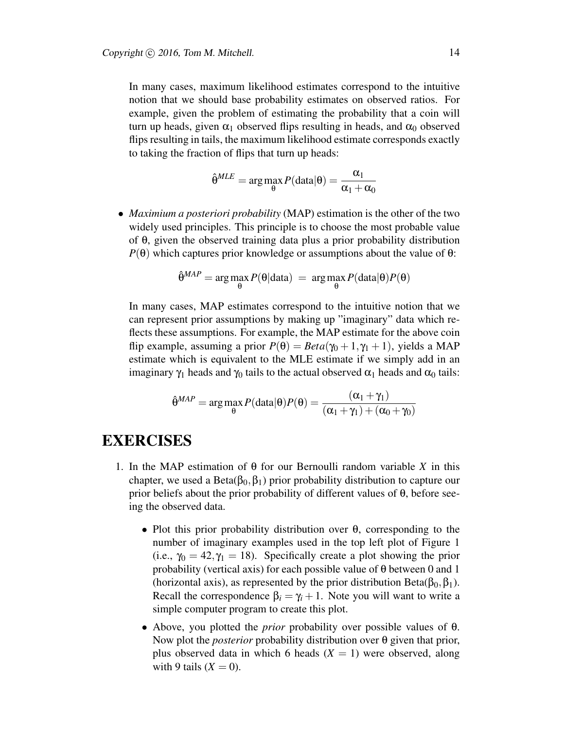In many cases, maximum likelihood estimates correspond to the intuitive notion that we should base probability estimates on observed ratios. For example, given the problem of estimating the probability that a coin will turn up heads, given $\alpha_1$ observed flips resulting in heads, and $\alpha_0$ observed flips resulting in tails, the maximum likelihood estimate corresponds exactly to taking the fraction of flips that turn up heads:

$$\hat{\theta}^{MLE} = \arg\max_{\theta} P(\text{data}|\theta) = \frac{\alpha_1}{\alpha_1 + \alpha_0}$$

- *Maximium a posteriori probability* (MAP) estimation is the other of the two widely used principles. This principle is to choose the most probable value of $\theta$, given the observed training data plus a prior probability distribution $P(\theta)$ which captures prior knowledge or assumptions about the value of $\theta$:

$$\hat{\theta}^{MAP} = \arg\max_{\theta} P(\theta|\text{data}) \; = \; \arg\max_{\theta} P(\text{data}|\theta)P(\theta)$$

In many cases, MAP estimates correspond to the intuitive notion that we can represent prior assumptions by making up "imaginary" data which reflects these assumptions. For example, the MAP estimate for the above coin flip example, assuming a prior $P(\theta) = Beta(\gamma_0 + 1, \gamma_1 + 1)$, yields a MAP estimate which is equivalent to the MLE estimate if we simply add in an imaginary $\gamma_1$ heads and $\gamma_0$ tails to the actual observed $\alpha_1$ heads and $\alpha_0$ tails:

$$\hat{\theta}^{MAP} = \arg\max_{\theta} P(\text{data}|\theta)P(\theta) = \frac{(\alpha_1 + \gamma_1)}{(\alpha_1 + \gamma_1) + (\alpha_0 + \gamma_0)}$$

# EXERCISES

1. In the MAP estimation of $\theta$ for our Bernoulli random variable $X$ in this chapter, we used a Beta($\beta_0, \beta_1$) prior probability distribution to capture our prior beliefs about the prior probability of different values of $\theta$, before seeing the observed data.

   - Plot this prior probability distribution over $\theta$, corresponding to the number of imaginary examples used in the top left plot of Figure 1 (i.e., $\gamma_0 = 42, \gamma_1 = 18$). Specifically create a plot showing the prior probability (vertical axis) for each possible value of $\theta$ between 0 and 1 (horizontal axis), as represented by the prior distribution Beta($\beta_0, \beta_1$). Recall the correspondence $\beta_i = \gamma_i + 1$. Note you will want to write a simple computer program to create this plot.
   - Above, you plotted the *prior* probability over possible values of $\theta$. Now plot the *posterior* probability distribution over $\theta$ given that prior, plus observed data in which 6 heads ($X = 1$) were observed, along with 9 tails ($X = 0$).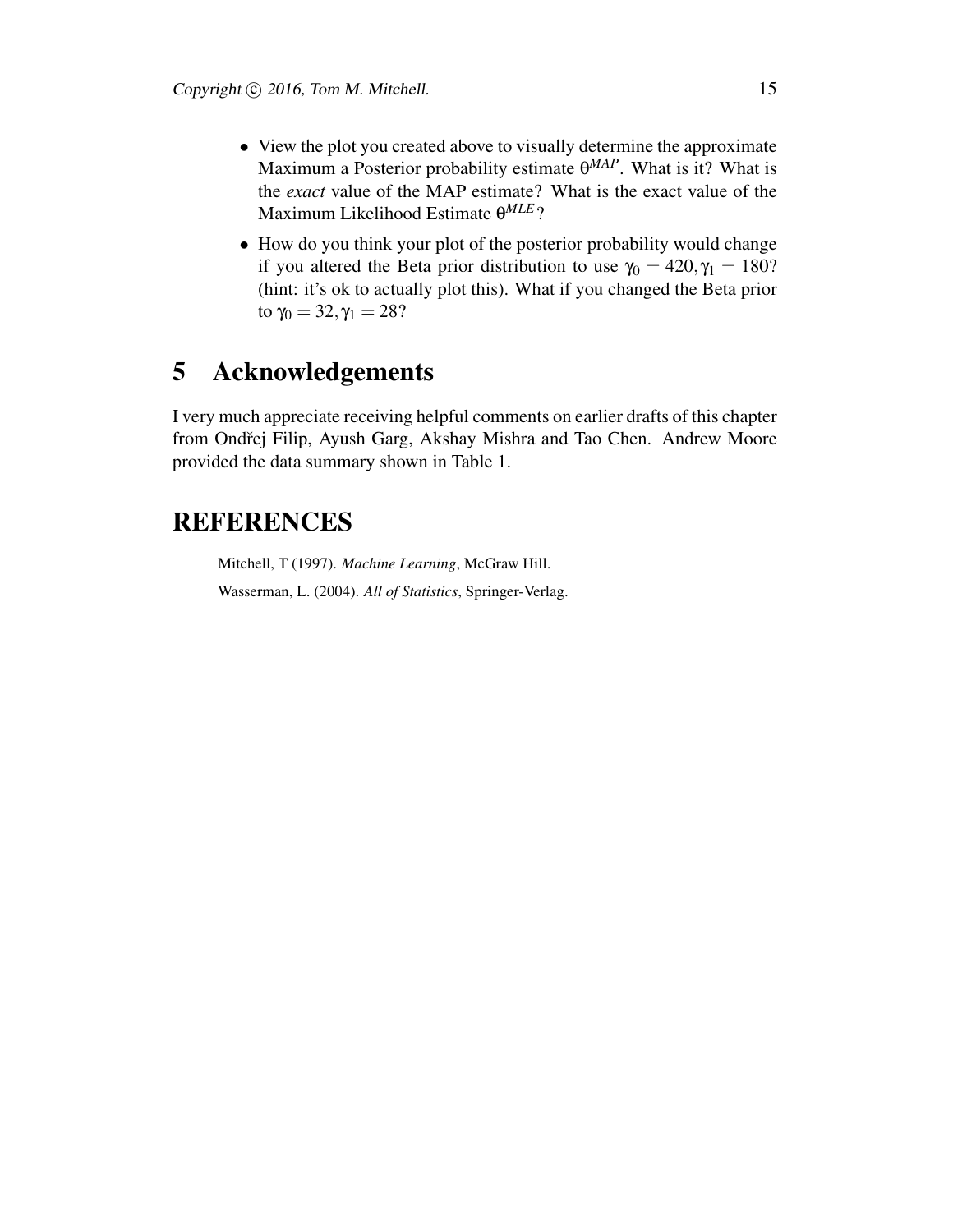- View the plot you created above to visually determine the approximate Maximum a Posterior probability estimate $\theta^{MAP}$. What is it? What is the *exact* value of the MAP estimate? What is the exact value of the Maximum Likelihood Estimate $\theta^{MLE}$?
- How do you think your plot of the posterior probability would change if you altered the Beta prior distribution to use $\gamma_0 = 420, \gamma_1 = 180$? (hint: it's ok to actually plot this). What if you changed the Beta prior to $\gamma_0 = 32, \gamma_1 = 28$?

## 5 Acknowledgements

I very much appreciate receiving helpful comments on earlier drafts of this chapter from Ondřej Filip, Ayush Garg, Akshay Mishra and Tao Chen. Andrew Moore provided the data summary shown in Table 1.

## REFERENCES

Mitchell, T (1997). *Machine Learning*, McGraw Hill.

Wasserman, L. (2004). *All of Statistics*, Springer-Verlag.